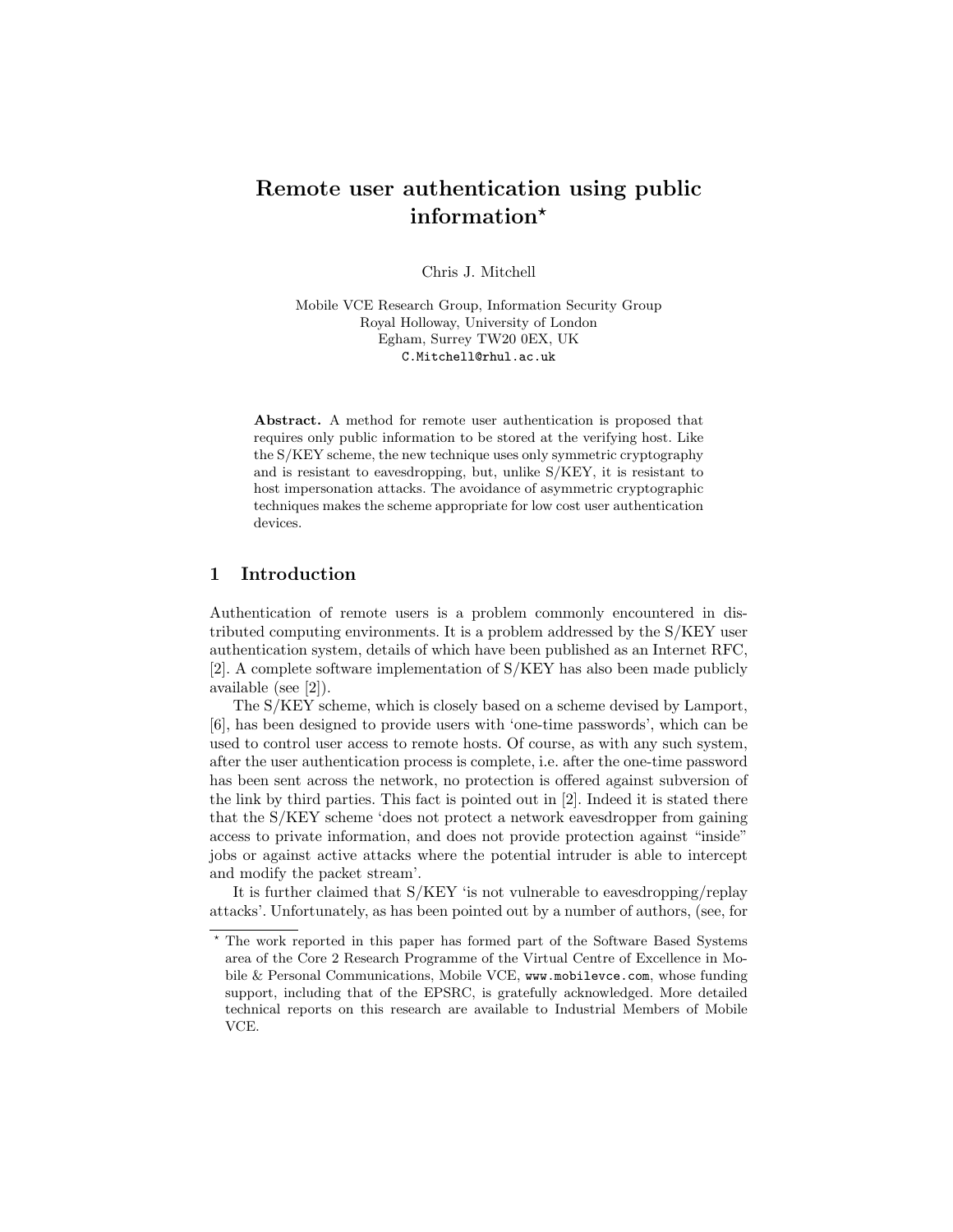# Remote user authentication using public information*

Chris J. Mitchell

Mobile VCE Research Group, Information Security Group
Royal Holloway, University of London
Egham, Surrey TW20 0EX, UK
C.Mitchell@rhul.ac.uk

**Abstract.** A method for remote user authentication is proposed that requires only public information to be stored at the verifying host. Like the S/KEY scheme, the new technique uses only symmetric cryptography and is resistant to eavesdropping, but, unlike S/KEY, it is resistant to host impersonation attacks. The avoidance of asymmetric cryptographic techniques makes the scheme appropriate for low cost user authentication devices.

## 1 Introduction

Authentication of remote users is a problem commonly encountered in distributed computing environments. It is a problem addressed by the S/KEY user authentication system, details of which have been published as an Internet RFC, [2]. A complete software implementation of S/KEY has also been made publicly available (see [2]).

The S/KEY scheme, which is closely based on a scheme devised by Lamport, [6], has been designed to provide users with 'one-time passwords', which can be used to control user access to remote hosts. Of course, as with any such system, after the user authentication process is complete, i.e. after the one-time password has been sent across the network, no protection is offered against subversion of the link by third parties. This fact is pointed out in [2]. Indeed it is stated there that the S/KEY scheme 'does not protect a network eavesdropper from gaining access to private information, and does not provide protection against "inside" jobs or against active attacks where the potential intruder is able to intercept and modify the packet stream'.

It is further claimed that S/KEY 'is not vulnerable to eavesdropping/replay attacks'. Unfortunately, as has been pointed out by a number of authors, (see, for

---

* The work reported in this paper has formed part of the Software Based Systems area of the Core 2 Research Programme of the Virtual Centre of Excellence in Mobile & Personal Communications, Mobile VCE, www.mobilevce.com, whose funding support, including that of the EPSRC, is gratefully acknowledged. More detailed technical reports on this research are available to Industrial Members of Mobile VCE.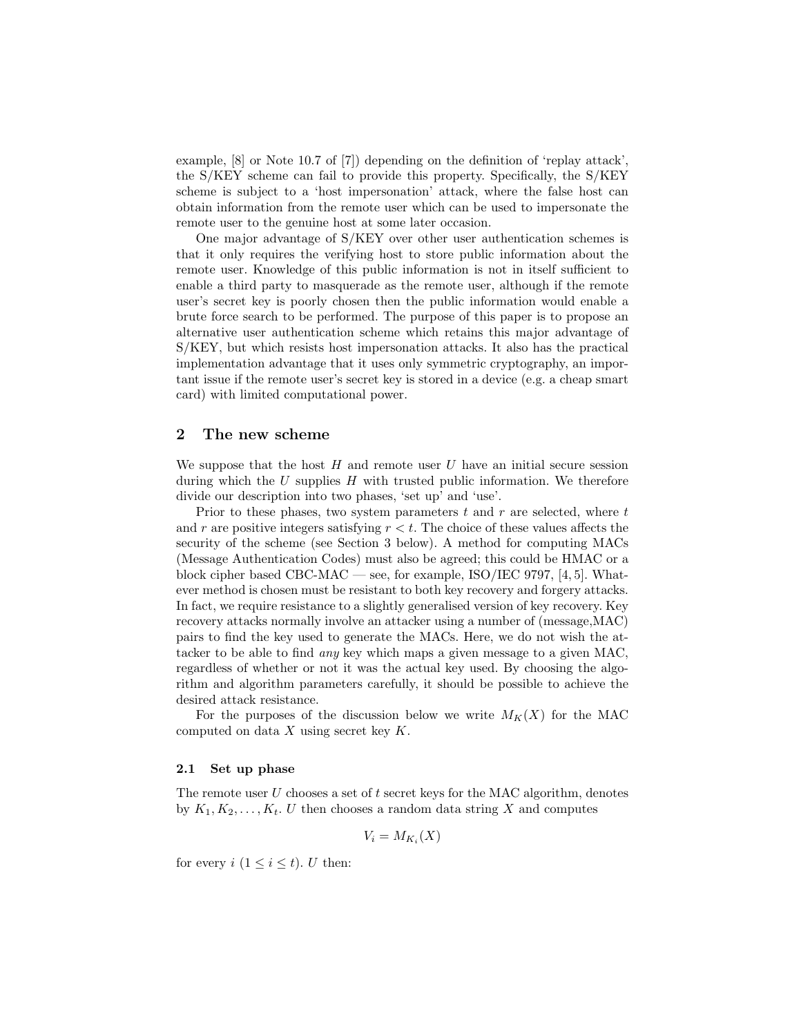example, [8] or Note 10.7 of [7]) depending on the definition of 'replay attack', the S/KEY scheme can fail to provide this property. Specifically, the S/KEY scheme is subject to a 'host impersonation' attack, where the false host can obtain information from the remote user which can be used to impersonate the remote user to the genuine host at some later occasion.

One major advantage of S/KEY over other user authentication schemes is that it only requires the verifying host to store public information about the remote user. Knowledge of this public information is not in itself sufficient to enable a third party to masquerade as the remote user, although if the remote user's secret key is poorly chosen then the public information would enable a brute force search to be performed. The purpose of this paper is to propose an alternative user authentication scheme which retains this major advantage of S/KEY, but which resists host impersonation attacks. It also has the practical implementation advantage that it uses only symmetric cryptography, an important issue if the remote user's secret key is stored in a device (e.g. a cheap smart card) with limited computational power.

## 2 The new scheme

We suppose that the host $H$ and remote user $U$ have an initial secure session during which the $U$ supplies $H$ with trusted public information. We therefore divide our description into two phases, 'set up' and 'use'.

Prior to these phases, two system parameters $t$ and $r$ are selected, where $t$ and $r$ are positive integers satisfying $r < t$. The choice of these values affects the security of the scheme (see Section 3 below). A method for computing MACs (Message Authentication Codes) must also be agreed; this could be HMAC or a block cipher based CBC-MAC — see, for example, ISO/IEC 9797, [4, 5]. Whatever method is chosen must be resistant to both key recovery and forgery attacks. In fact, we require resistance to a slightly generalised version of key recovery. Key recovery attacks normally involve an attacker using a number of (message,MAC) pairs to find the key used to generate the MACs. Here, we do not wish the attacker to be able to find *any* key which maps a given message to a given MAC, regardless of whether or not it was the actual key used. By choosing the algorithm and algorithm parameters carefully, it should be possible to achieve the desired attack resistance.

For the purposes of the discussion below we write $M_K(X)$ for the MAC computed on data $X$ using secret key $K$.

### 2.1 Set up phase

The remote user $U$ chooses a set of $t$ secret keys for the MAC algorithm, denotes by $K_1, K_2, \ldots, K_t$. $U$ then chooses a random data string $X$ and computes

$$V_i = M_{K_i}(X)$$

for every $i$ ($1 \leq i \leq t$). $U$ then: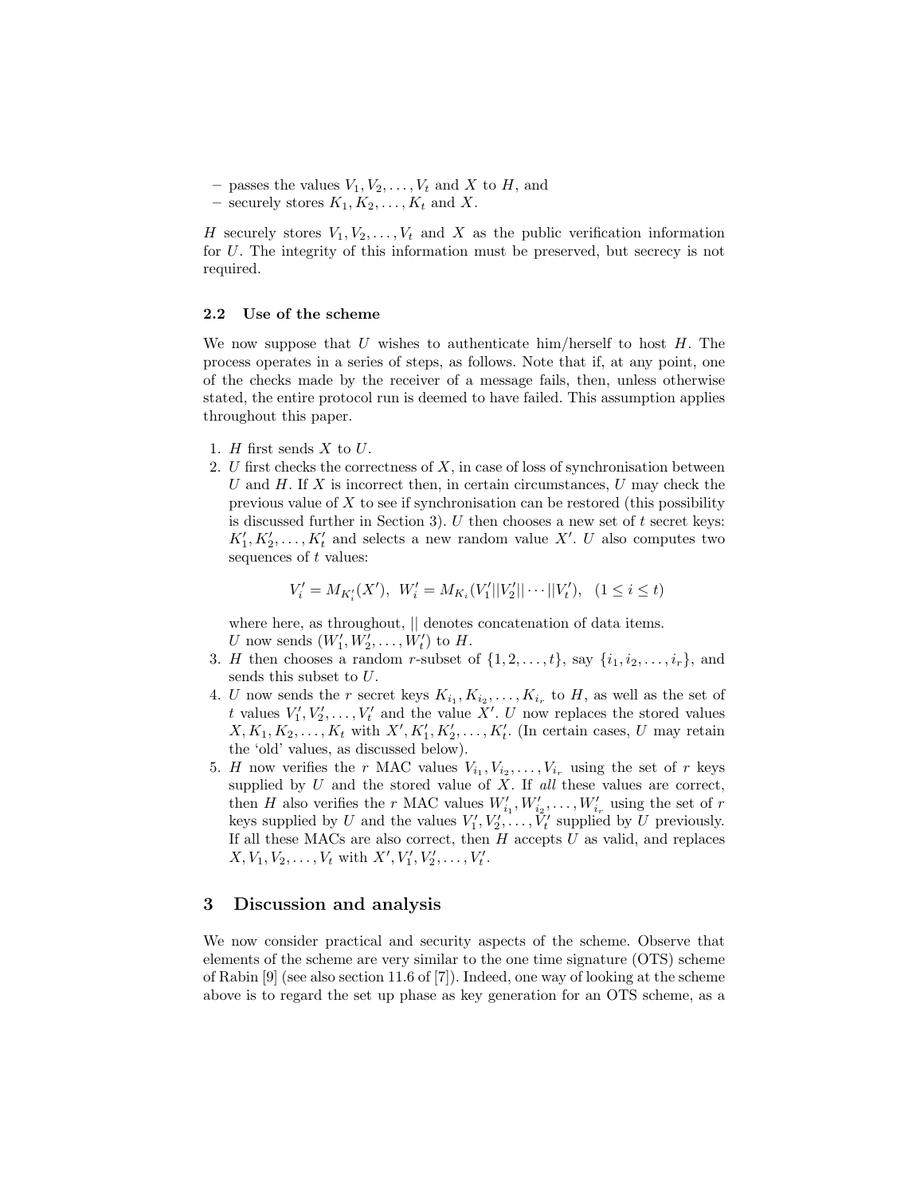– passes the values $V_1, V_2, \ldots, V_t$ and $X$ to $H$, and
– securely stores $K_1, K_2, \ldots, K_t$ and $X$.

$H$ securely stores $V_1, V_2, \ldots, V_t$ and $X$ as the public verification information for $U$. The integrity of this information must be preserved, but secrecy is not required.

### 2.2 Use of the scheme

We now suppose that $U$ wishes to authenticate him/herself to host $H$. The process operates in a series of steps, as follows. Note that if, at any point, one of the checks made by the receiver of a message fails, then, unless otherwise stated, the entire protocol run is deemed to have failed. This assumption applies throughout this paper.

1. $H$ first sends $X$ to $U$.
2. $U$ first checks the correctness of $X$, in case of loss of synchronisation between $U$ and $H$. If $X$ is incorrect then, in certain circumstances, $U$ may check the previous value of $X$ to see if synchronisation can be restored (this possibility is discussed further in Section 3). $U$ then chooses a new set of $t$ secret keys: $K'_1, K'_2, \ldots, K'_t$ and selects a new random value $X'$. $U$ also computes two sequences of $t$ values:

$$V'_i = M_{K'_i}(X'), \;\; W'_i = M_{K_i}(V'_1||V'_2||\cdots||V'_t), \;\; (1 \le i \le t)$$

   where here, as throughout, $||$ denotes concatenation of data items.
   $U$ now sends $(W'_1, W'_2, \ldots, W'_t)$ to $H$.
3. $H$ then chooses a random $r$-subset of $\{1, 2, \ldots, t\}$, say $\{i_1, i_2, \ldots, i_r\}$, and sends this subset to $U$.
4. $U$ now sends the $r$ secret keys $K_{i_1}, K_{i_2}, \ldots, K_{i_r}$ to $H$, as well as the set of $t$ values $V'_1, V'_2, \ldots, V'_t$ and the value $X'$. $U$ now replaces the stored values $X, K_1, K_2, \ldots, K_t$ with $X', K'_1, K'_2, \ldots, K'_t$. (In certain cases, $U$ may retain the 'old' values, as discussed below).
5. $H$ now verifies the $r$ MAC values $V_{i_1}, V_{i_2}, \ldots, V_{i_r}$ using the set of $r$ keys supplied by $U$ and the stored value of $X$. If *all* these values are correct, then $H$ also verifies the $r$ MAC values $W'_{i_1}, W'_{i_2}, \ldots, W'_{i_r}$ using the set of $r$ keys supplied by $U$ and the values $V'_1, V'_2, \ldots, V'_t$ supplied by $U$ previously. If all these MACs are also correct, then $H$ accepts $U$ as valid, and replaces $X, V_1, V_2, \ldots, V_t$ with $X', V'_1, V'_2, \ldots, V'_t$.

## 3 Discussion and analysis

We now consider practical and security aspects of the scheme. Observe that elements of the scheme are very similar to the one time signature (OTS) scheme of Rabin [9] (see also section 11.6 of [7]). Indeed, one way of looking at the scheme above is to regard the set up phase as key generation for an OTS scheme, as a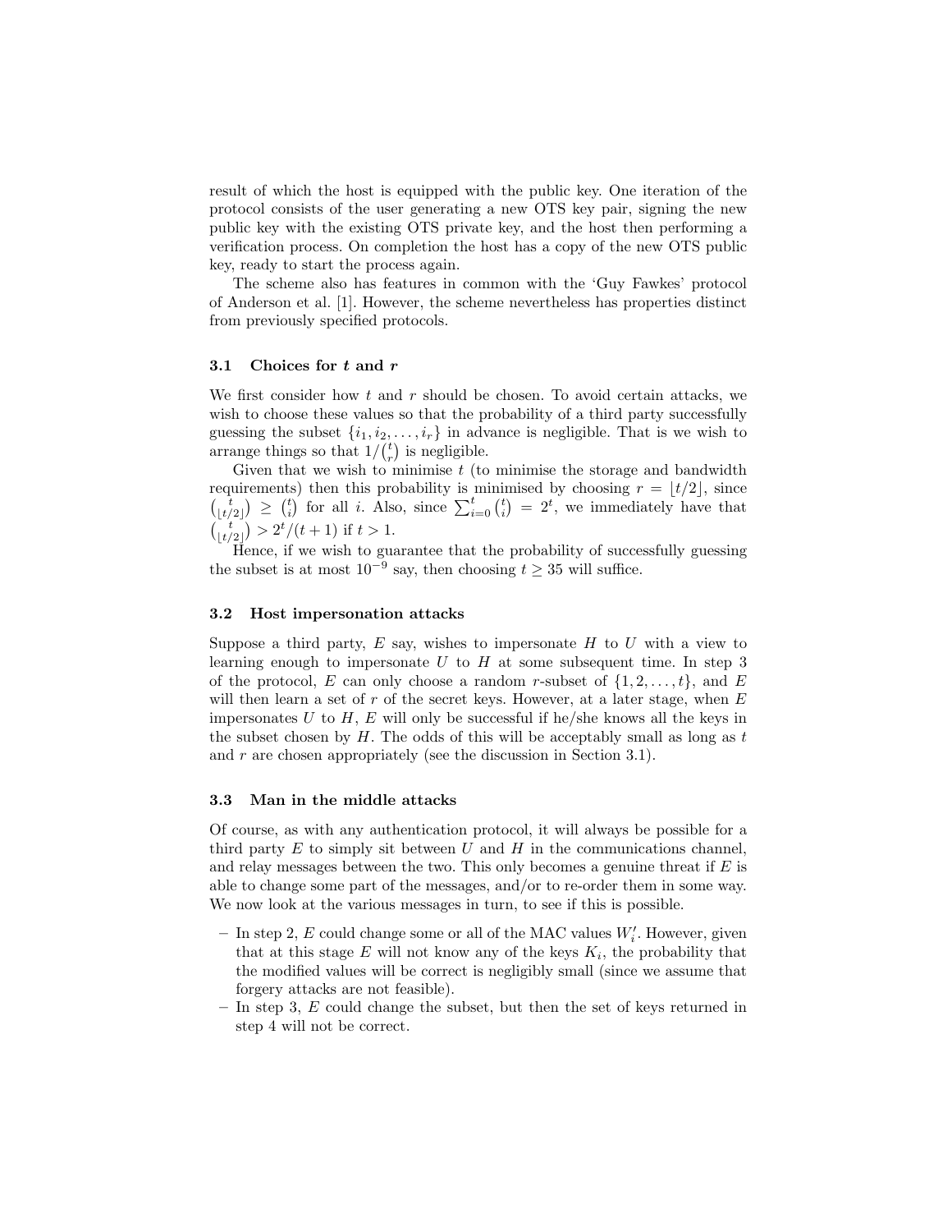result of which the host is equipped with the public key. One iteration of the protocol consists of the user generating a new OTS key pair, signing the new public key with the existing OTS private key, and the host then performing a verification process. On completion the host has a copy of the new OTS public key, ready to start the process again.

The scheme also has features in common with the 'Guy Fawkes' protocol of Anderson et al. [1]. However, the scheme nevertheless has properties distinct from previously specified protocols.

### 3.1 Choices for $t$ and $r$

We first consider how $t$ and $r$ should be chosen. To avoid certain attacks, we wish to choose these values so that the probability of a third party successfully guessing the subset $\{i_1, i_2, \ldots, i_r\}$ in advance is negligible. That is we wish to arrange things so that $1/\binom{t}{r}$ is negligible.

Given that we wish to minimise $t$ (to minimise the storage and bandwidth requirements) then this probability is minimised by choosing $r = \lfloor t/2 \rfloor$, since $\binom{t}{\lfloor t/2 \rfloor} \geq \binom{t}{i}$ for all $i$. Also, since $\sum_{i=0}^{t} \binom{t}{i} = 2^t$, we immediately have that $\binom{t}{\lfloor t/2 \rfloor} > 2^t/(t+1)$ if $t > 1$.

Hence, if we wish to guarantee that the probability of successfully guessing the subset is at most $10^{-9}$ say, then choosing $t \geq 35$ will suffice.

### 3.2 Host impersonation attacks

Suppose a third party, $E$ say, wishes to impersonate $H$ to $U$ with a view to learning enough to impersonate $U$ to $H$ at some subsequent time. In step 3 of the protocol, $E$ can only choose a random $r$-subset of $\{1, 2, \ldots, t\}$, and $E$ will then learn a set of $r$ of the secret keys. However, at a later stage, when $E$ impersonates $U$ to $H$, $E$ will only be successful if he/she knows all the keys in the subset chosen by $H$. The odds of this will be acceptably small as long as $t$ and $r$ are chosen appropriately (see the discussion in Section 3.1).

### 3.3 Man in the middle attacks

Of course, as with any authentication protocol, it will always be possible for a third party $E$ to simply sit between $U$ and $H$ in the communications channel, and relay messages between the two. This only becomes a genuine threat if $E$ is able to change some part of the messages, and/or to re-order them in some way. We now look at the various messages in turn, to see if this is possible.

- In step 2, $E$ could change some or all of the MAC values $W'_i$. However, given that at this stage $E$ will not know any of the keys $K_i$, the probability that the modified values will be correct is negligibly small (since we assume that forgery attacks are not feasible).
- In step 3, $E$ could change the subset, but then the set of keys returned in step 4 will not be correct.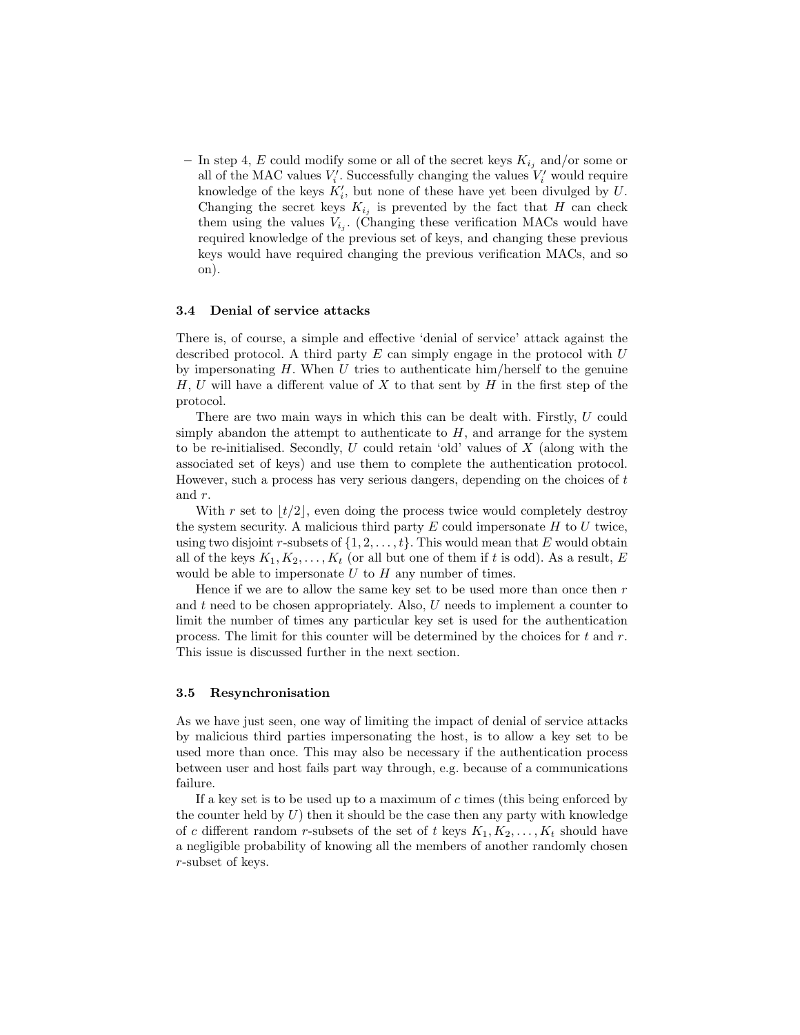- In step 4, $E$ could modify some or all of the secret keys $K_{i_j}$ and/or some or all of the MAC values $V_i'$. Successfully changing the values $V_i'$ would require knowledge of the keys $K_i'$, but none of these have yet been divulged by $U$. Changing the secret keys $K_{i_j}$ is prevented by the fact that $H$ can check them using the values $V_{i_j}$. (Changing these verification MACs would have required knowledge of the previous set of keys, and changing these previous keys would have required changing the previous verification MACs, and so on).

### 3.4 Denial of service attacks

There is, of course, a simple and effective 'denial of service' attack against the described protocol. A third party $E$ can simply engage in the protocol with $U$ by impersonating $H$. When $U$ tries to authenticate him/herself to the genuine $H$, $U$ will have a different value of $X$ to that sent by $H$ in the first step of the protocol.

There are two main ways in which this can be dealt with. Firstly, $U$ could simply abandon the attempt to authenticate to $H$, and arrange for the system to be re-initialised. Secondly, $U$ could retain 'old' values of $X$ (along with the associated set of keys) and use them to complete the authentication protocol. However, such a process has very serious dangers, depending on the choices of $t$ and $r$.

With $r$ set to $\lfloor t/2 \rfloor$, even doing the process twice would completely destroy the system security. A malicious third party $E$ could impersonate $H$ to $U$ twice, using two disjoint $r$-subsets of $\{1, 2, \ldots, t\}$. This would mean that $E$ would obtain all of the keys $K_1, K_2, \ldots, K_t$ (or all but one of them if $t$ is odd). As a result, $E$ would be able to impersonate $U$ to $H$ any number of times.

Hence if we are to allow the same key set to be used more than once then $r$ and $t$ need to be chosen appropriately. Also, $U$ needs to implement a counter to limit the number of times any particular key set is used for the authentication process. The limit for this counter will be determined by the choices for $t$ and $r$. This issue is discussed further in the next section.

### 3.5 Resynchronisation

As we have just seen, one way of limiting the impact of denial of service attacks by malicious third parties impersonating the host, is to allow a key set to be used more than once. This may also be necessary if the authentication process between user and host fails part way through, e.g. because of a communications failure.

If a key set is to be used up to a maximum of $c$ times (this being enforced by the counter held by $U$) then it should be the case then any party with knowledge of $c$ different random $r$-subsets of the set of $t$ keys $K_1, K_2, \ldots, K_t$ should have a negligible probability of knowing all the members of another randomly chosen $r$-subset of keys.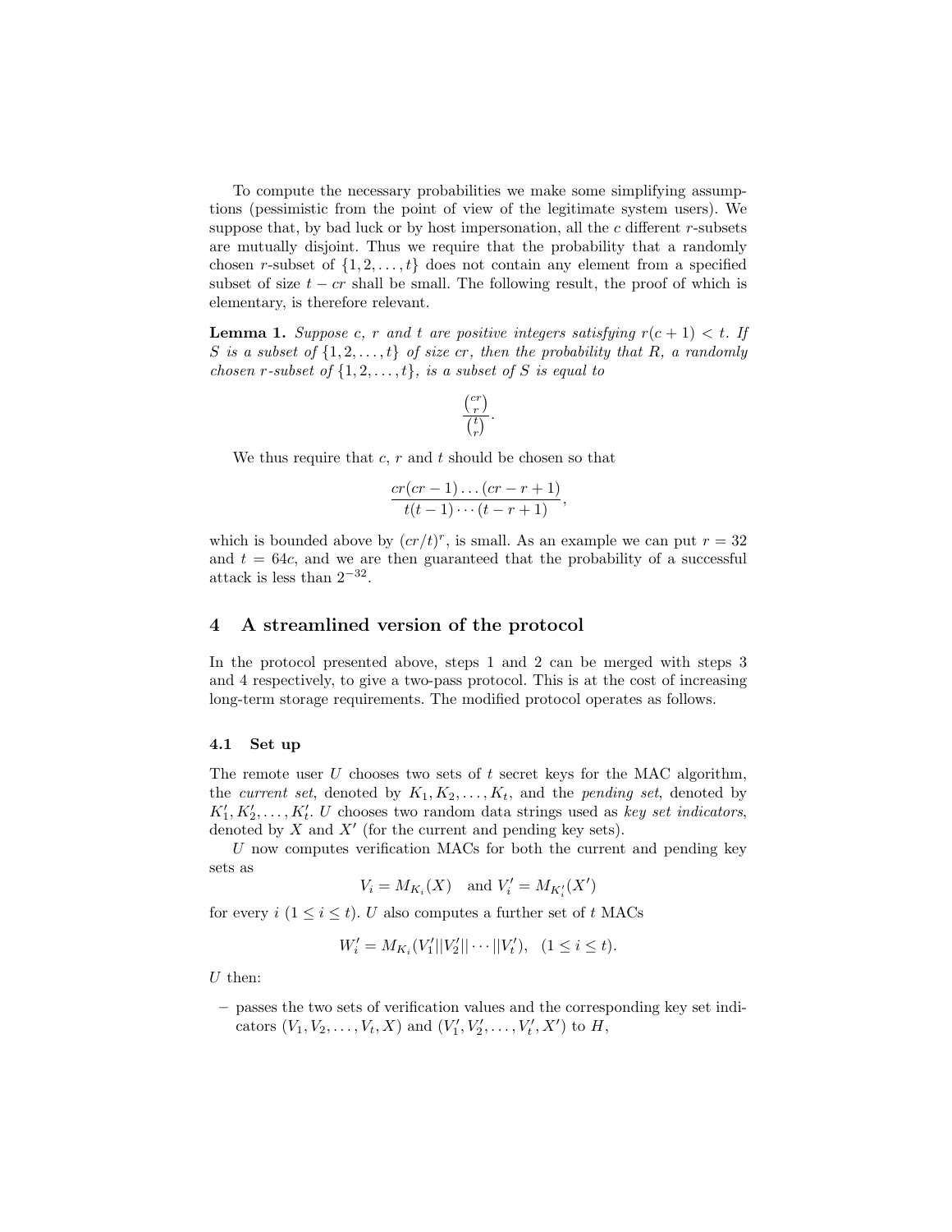To compute the necessary probabilities we make some simplifying assumptions (pessimistic from the point of view of the legitimate system users). We suppose that, by bad luck or by host impersonation, all the $c$ different $r$-subsets are mutually disjoint. Thus we require that the probability that a randomly chosen $r$-subset of $\{1, 2, \ldots, t\}$ does not contain any element from a specified subset of size $t - cr$ shall be small. The following result, the proof of which is elementary, is therefore relevant.

**Lemma 1.** *Suppose $c$, $r$ and $t$ are positive integers satisfying $r(c+1) < t$. If $S$ is a subset of $\{1, 2, \ldots, t\}$ of size $cr$, then the probability that $R$, a randomly chosen $r$-subset of $\{1, 2, \ldots, t\}$, is a subset of $S$ is equal to*

$$\frac{\binom{cr}{r}}{\binom{t}{r}}.$$

We thus require that $c$, $r$ and $t$ should be chosen so that

$$\frac{cr(cr-1)\ldots(cr-r+1)}{t(t-1)\cdots(t-r+1)},$$

which is bounded above by $(cr/t)^r$, is small. As an example we can put $r = 32$ and $t = 64c$, and we are then guaranteed that the probability of a successful attack is less than $2^{-32}$.

## 4 A streamlined version of the protocol

In the protocol presented above, steps 1 and 2 can be merged with steps 3 and 4 respectively, to give a two-pass protocol. This is at the cost of increasing long-term storage requirements. The modified protocol operates as follows.

### 4.1 Set up

The remote user $U$ chooses two sets of $t$ secret keys for the MAC algorithm, the *current set*, denoted by $K_1, K_2, \ldots, K_t$, and the *pending set*, denoted by $K'_1, K'_2, \ldots, K'_t$. $U$ chooses two random data strings used as *key set indicators*, denoted by $X$ and $X'$ (for the current and pending key sets).

$U$ now computes verification MACs for both the current and pending key sets as

$$V_i = M_{K_i}(X) \quad \text{and } V'_i = M_{K'_i}(X')$$

for every $i$ $(1 \leq i \leq t)$. $U$ also computes a further set of $t$ MACs

$$W'_i = M_{K_i}(V'_1||V'_2||\cdots||V'_t), \quad (1 \leq i \leq t).$$

$U$ then:

- passes the two sets of verification values and the corresponding key set indicators $(V_1, V_2, \ldots, V_t, X)$ and $(V'_1, V'_2, \ldots, V'_t, X')$ to $H$,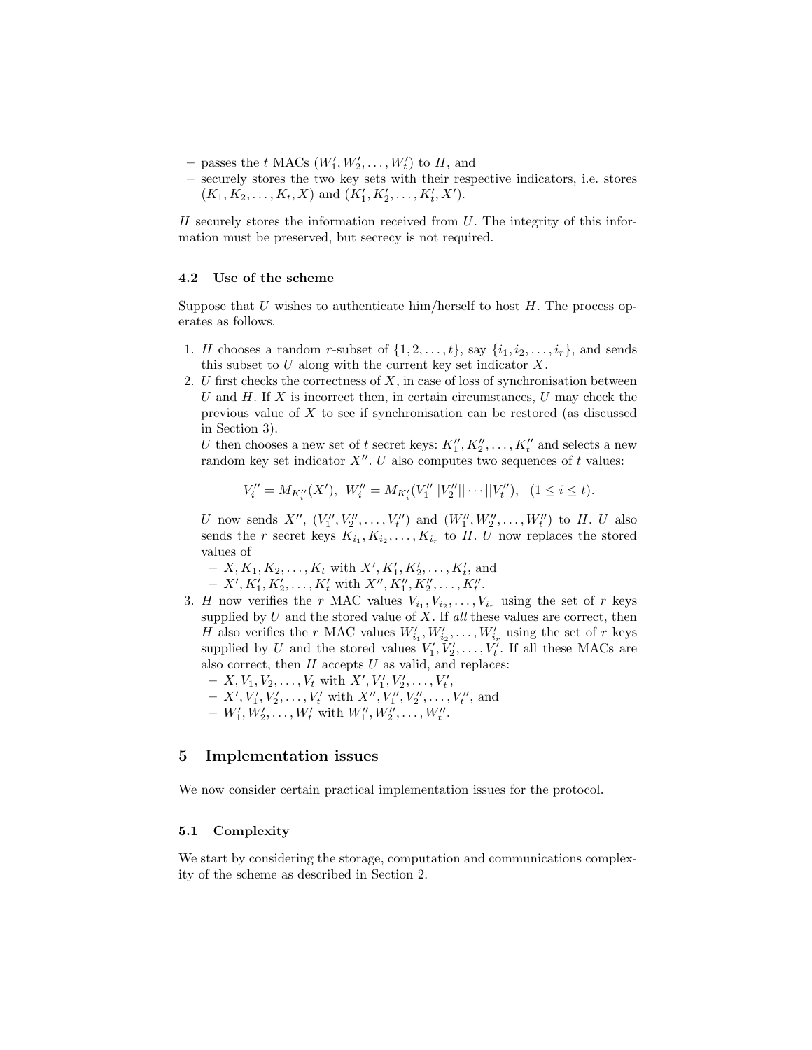– passes the $t$ MACs $(W'_1, W'_2, \ldots, W'_t)$ to $H$, and
– securely stores the two key sets with their respective indicators, i.e. stores $(K_1, K_2, \ldots, K_t, X)$ and $(K'_1, K'_2, \ldots, K'_t, X')$.

$H$ securely stores the information received from $U$. The integrity of this information must be preserved, but secrecy is not required.

### 4.2 Use of the scheme

Suppose that $U$ wishes to authenticate him/herself to host $H$. The process operates as follows.

1. $H$ chooses a random $r$-subset of $\{1, 2, \ldots, t\}$, say $\{i_1, i_2, \ldots, i_r\}$, and sends this subset to $U$ along with the current key set indicator $X$.
2. $U$ first checks the correctness of $X$, in case of loss of synchronisation between $U$ and $H$. If $X$ is incorrect then, in certain circumstances, $U$ may check the previous value of $X$ to see if synchronisation can be restored (as discussed in Section 3).

   $U$ then chooses a new set of $t$ secret keys: $K''_1, K''_2, \ldots, K''_t$ and selects a new random key set indicator $X''$. $U$ also computes two sequences of $t$ values:

   $$V''_i = M_{K''_i}(X'), \;\; W''_i = M_{K'_i}(V''_1 || V''_2 || \cdots || V''_t), \;\; (1 \leq i \leq t).$$

   $U$ now sends $X''$, $(V''_1, V''_2, \ldots, V''_t)$ and $(W''_1, W''_2, \ldots, W''_t)$ to $H$. $U$ also sends the $r$ secret keys $K_{i_1}, K_{i_2}, \ldots, K_{i_r}$ to $H$. $U$ now replaces the stored values of
   – $X, K_1, K_2, \ldots, K_t$ with $X', K'_1, K'_2, \ldots, K'_t$, and
   – $X', K'_1, K'_2, \ldots, K'_t$ with $X'', K''_1, K''_2, \ldots, K''_t$.
3. $H$ now verifies the $r$ MAC values $V_{i_1}, V_{i_2}, \ldots, V_{i_r}$ using the set of $r$ keys supplied by $U$ and the stored value of $X$. If *all* these values are correct, then $H$ also verifies the $r$ MAC values $W'_{i_1}, W'_{i_2}, \ldots, W'_{i_r}$ using the set of $r$ keys supplied by $U$ and the stored values $V'_1, V'_2, \ldots, V'_t$. If all these MACs are also correct, then $H$ accepts $U$ as valid, and replaces:
   – $X, V_1, V_2, \ldots, V_t$ with $X', V'_1, V'_2, \ldots, V'_t$,
   – $X', V'_1, V'_2, \ldots, V'_t$ with $X'', V''_1, V''_2, \ldots, V''_t$, and
   – $W'_1, W'_2, \ldots, W'_t$ with $W''_1, W''_2, \ldots, W''_t$.

## 5 Implementation issues

We now consider certain practical implementation issues for the protocol.

### 5.1 Complexity

We start by considering the storage, computation and communications complexity of the scheme as described in Section 2.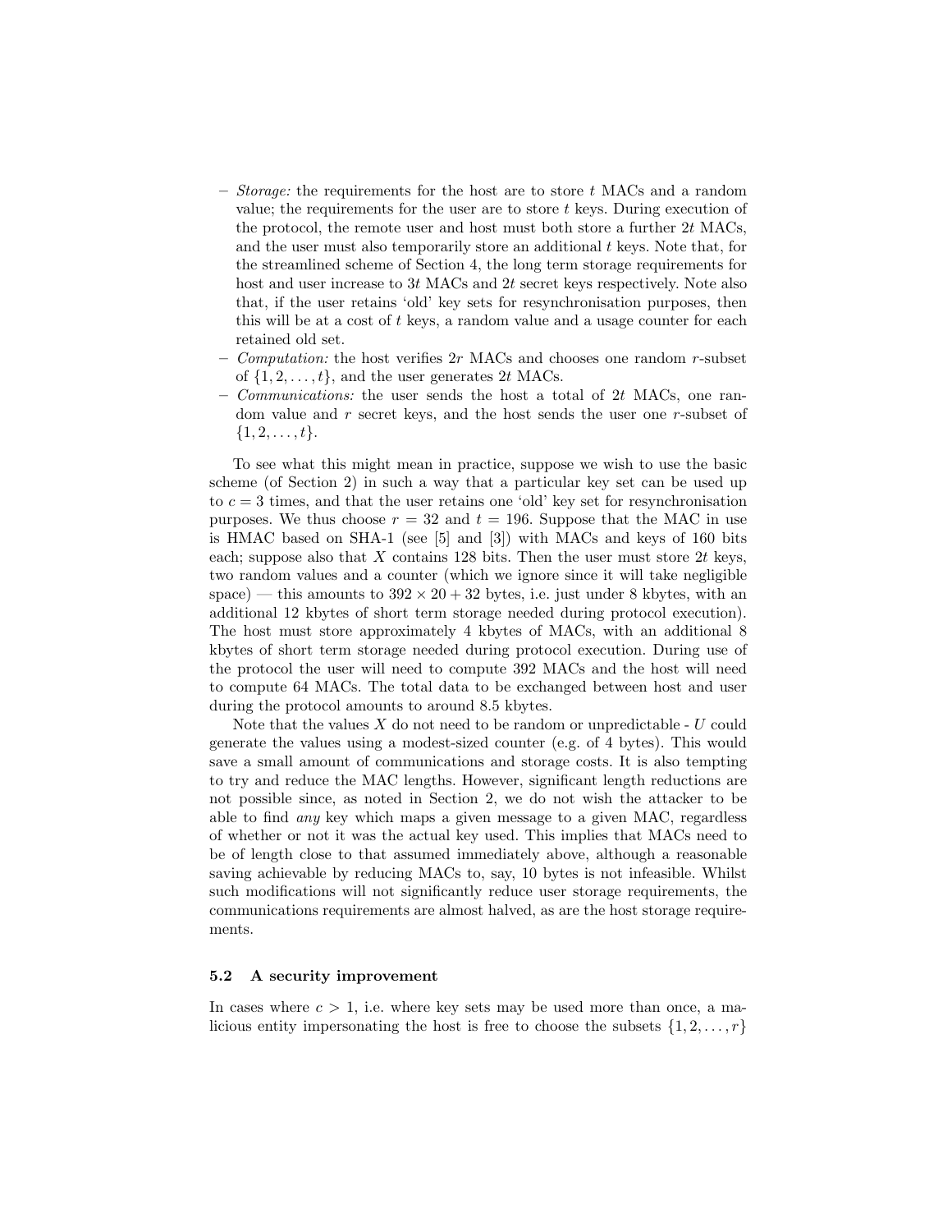- *Storage:* the requirements for the host are to store $t$ MACs and a random value; the requirements for the user are to store $t$ keys. During execution of the protocol, the remote user and host must both store a further $2t$ MACs, and the user must also temporarily store an additional $t$ keys. Note that, for the streamlined scheme of Section 4, the long term storage requirements for host and user increase to $3t$ MACs and $2t$ secret keys respectively. Note also that, if the user retains 'old' key sets for resynchronisation purposes, then this will be at a cost of $t$ keys, a random value and a usage counter for each retained old set.
- *Computation:* the host verifies $2r$ MACs and chooses one random $r$-subset of $\{1, 2, \ldots, t\}$, and the user generates $2t$ MACs.
- *Communications:* the user sends the host a total of $2t$ MACs, one random value and $r$ secret keys, and the host sends the user one $r$-subset of $\{1, 2, \ldots, t\}$.

To see what this might mean in practice, suppose we wish to use the basic scheme (of Section 2) in such a way that a particular key set can be used up to $c = 3$ times, and that the user retains one 'old' key set for resynchronisation purposes. We thus choose $r = 32$ and $t = 196$. Suppose that the MAC in use is HMAC based on SHA-1 (see [5] and [3]) with MACs and keys of 160 bits each; suppose also that $X$ contains 128 bits. Then the user must store $2t$ keys, two random values and a counter (which we ignore since it will take negligible space) — this amounts to $392 \times 20 + 32$ bytes, i.e. just under 8 kbytes, with an additional 12 kbytes of short term storage needed during protocol execution). The host must store approximately 4 kbytes of MACs, with an additional 8 kbytes of short term storage needed during protocol execution. During use of the protocol the user will need to compute 392 MACs and the host will need to compute 64 MACs. The total data to be exchanged between host and user during the protocol amounts to around 8.5 kbytes.

Note that the values $X$ do not need to be random or unpredictable - $U$ could generate the values using a modest-sized counter (e.g. of 4 bytes). This would save a small amount of communications and storage costs. It is also tempting to try and reduce the MAC lengths. However, significant length reductions are not possible since, as noted in Section 2, we do not wish the attacker to be able to find *any* key which maps a given message to a given MAC, regardless of whether or not it was the actual key used. This implies that MACs need to be of length close to that assumed immediately above, although a reasonable saving achievable by reducing MACs to, say, 10 bytes is not infeasible. Whilst such modifications will not significantly reduce user storage requirements, the communications requirements are almost halved, as are the host storage requirements.

### 5.2 A security improvement

In cases where $c > 1$, i.e. where key sets may be used more than once, a malicious entity impersonating the host is free to choose the subsets $\{1, 2, \ldots, r\}$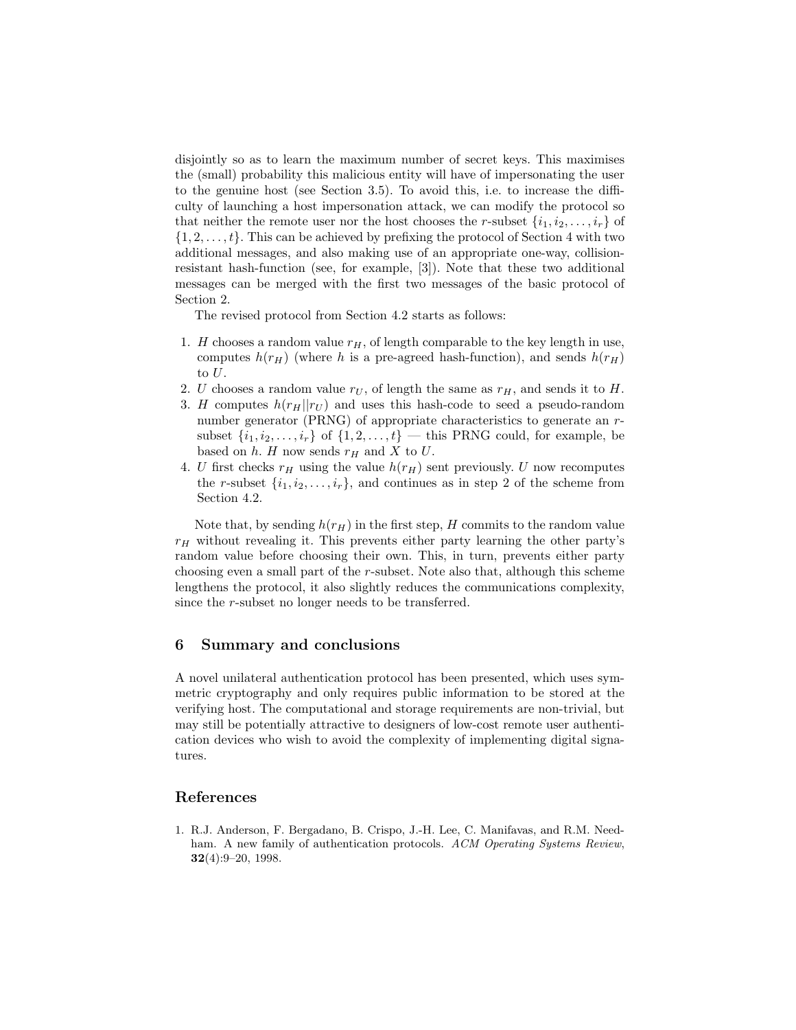disjointly so as to learn the maximum number of secret keys. This maximises the (small) probability this malicious entity will have of impersonating the user to the genuine host (see Section 3.5). To avoid this, i.e. to increase the difficulty of launching a host impersonation attack, we can modify the protocol so that neither the remote user nor the host chooses the $r$-subset $\{i_1, i_2, \ldots, i_r\}$ of $\{1, 2, \ldots, t\}$. This can be achieved by prefixing the protocol of Section 4 with two additional messages, and also making use of an appropriate one-way, collision-resistant hash-function (see, for example, [3]). Note that these two additional messages can be merged with the first two messages of the basic protocol of Section 2.

The revised protocol from Section 4.2 starts as follows:

1. $H$ chooses a random value $r_H$, of length comparable to the key length in use, computes $h(r_H)$ (where $h$ is a pre-agreed hash-function), and sends $h(r_H)$ to $U$.
2. $U$ chooses a random value $r_U$, of length the same as $r_H$, and sends it to $H$.
3. $H$ computes $h(r_H||r_U)$ and uses this hash-code to seed a pseudo-random number generator (PRNG) of appropriate characteristics to generate an $r$-subset $\{i_1, i_2, \ldots, i_r\}$ of $\{1, 2, \ldots, t\}$ — this PRNG could, for example, be based on $h$. $H$ now sends $r_H$ and $X$ to $U$.
4. $U$ first checks $r_H$ using the value $h(r_H)$ sent previously. $U$ now recomputes the $r$-subset $\{i_1, i_2, \ldots, i_r\}$, and continues as in step 2 of the scheme from Section 4.2.

Note that, by sending $h(r_H)$ in the first step, $H$ commits to the random value $r_H$ without revealing it. This prevents either party learning the other party's random value before choosing their own. This, in turn, prevents either party choosing even a small part of the $r$-subset. Note also that, although this scheme lengthens the protocol, it also slightly reduces the communications complexity, since the $r$-subset no longer needs to be transferred.

## 6 Summary and conclusions

A novel unilateral authentication protocol has been presented, which uses symmetric cryptography and only requires public information to be stored at the verifying host. The computational and storage requirements are non-trivial, but may still be potentially attractive to designers of low-cost remote user authentication devices who wish to avoid the complexity of implementing digital signatures.

## References

1. R.J. Anderson, F. Bergadano, B. Crispo, J.-H. Lee, C. Manifavas, and R.M. Needham. A new family of authentication protocols. *ACM Operating Systems Review*, **32**(4):9–20, 1998.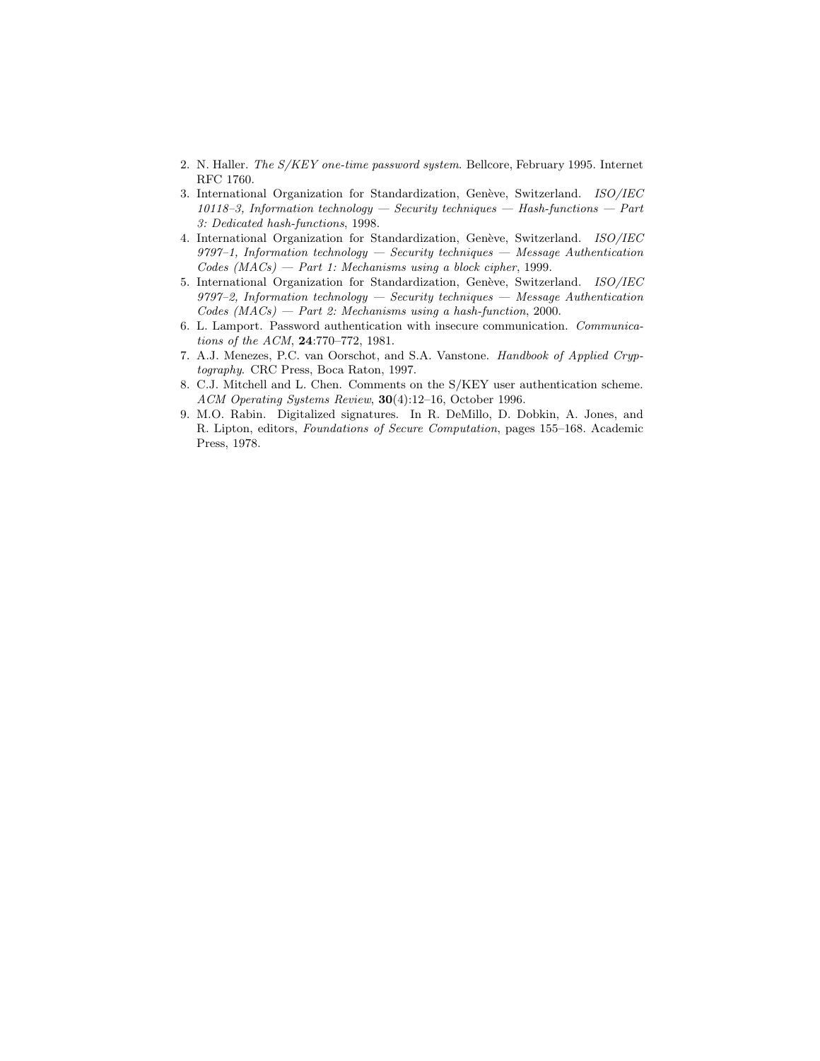2. N. Haller. *The S/KEY one-time password system*. Bellcore, February 1995. Internet RFC 1760.
3. International Organization for Standardization, Genève, Switzerland. *ISO/IEC 10118–3, Information technology — Security techniques — Hash-functions — Part 3: Dedicated hash-functions*, 1998.
4. International Organization for Standardization, Genève, Switzerland. *ISO/IEC 9797–1, Information technology — Security techniques — Message Authentication Codes (MACs) — Part 1: Mechanisms using a block cipher*, 1999.
5. International Organization for Standardization, Genève, Switzerland. *ISO/IEC 9797–2, Information technology — Security techniques — Message Authentication Codes (MACs) — Part 2: Mechanisms using a hash-function*, 2000.
6. L. Lamport. Password authentication with insecure communication. *Communications of the ACM*, **24**:770–772, 1981.
7. A.J. Menezes, P.C. van Oorschot, and S.A. Vanstone. *Handbook of Applied Cryptography*. CRC Press, Boca Raton, 1997.
8. C.J. Mitchell and L. Chen. Comments on the S/KEY user authentication scheme. *ACM Operating Systems Review*, **30**(4):12–16, October 1996.
9. M.O. Rabin. Digitalized signatures. In R. DeMillo, D. Dobkin, A. Jones, and R. Lipton, editors, *Foundations of Secure Computation*, pages 155–168. Academic Press, 1978.